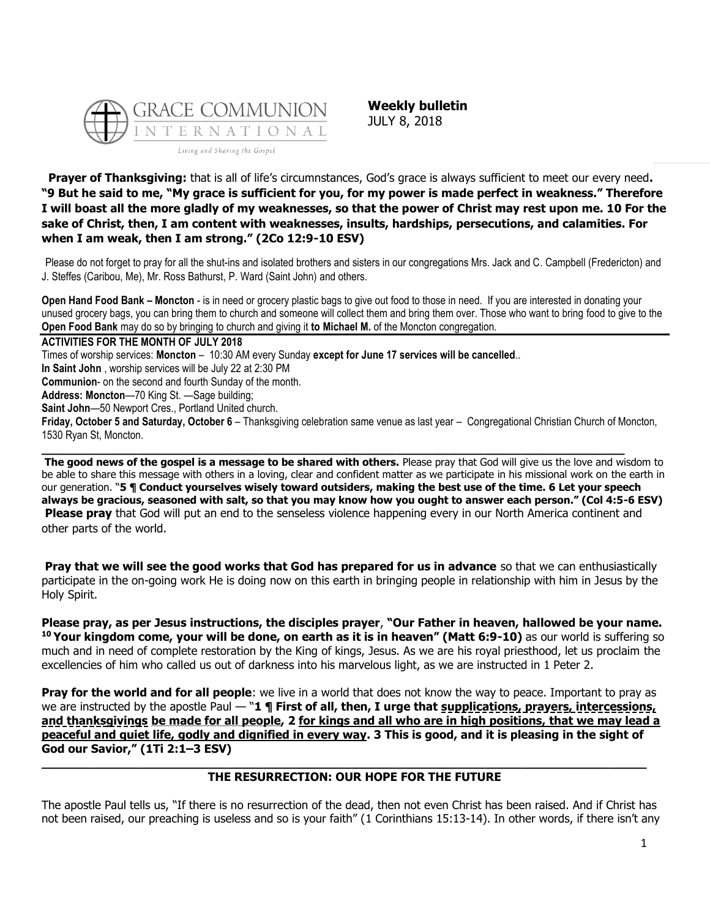GRACE COMMUNION INTERNATIONAL

*Living and Sharing the Gospel*

**Weekly bulletin**
JULY 8, 2018

**Prayer of Thanksgiving:** that is all of life's circumnstances, God's grace is always sufficient to meet our every need**. "9 But he said to me, "My grace is sufficient for you, for my power is made perfect in weakness." Therefore I will boast all the more gladly of my weaknesses, so that the power of Christ may rest upon me. 10 For the sake of Christ, then, I am content with weaknesses, insults, hardships, persecutions, and calamities. For when I am weak, then I am strong." (2Co 12:9-10 ESV)**

Please do not forget to pray for all the shut-ins and isolated brothers and sisters in our congregations Mrs. Jack and C. Campbell (Fredericton) and J. Steffes (Caribou, Me), Mr. Ross Bathurst, P. Ward (Saint John) and others.

**Open Hand Food Bank – Moncton** - is in need or grocery plastic bags to give out food to those in need. If you are interested in donating your unused grocery bags, you can bring them to church and someone will collect them and bring them over. Those who want to bring food to give to the **Open Food Bank** may do so by bringing to church and giving it **to Michael M.** of the Moncton congregation.

**ACTIVITIES FOR THE MONTH OF JULY 2018**

Times of worship services: **Moncton** – 10:30 AM every Sunday **except for June 17 services will be cancelled**..

**In Saint John** , worship services will be July 22 at 2:30 PM

**Communion**- on the second and fourth Sunday of the month.

**Address: Moncton**—70 King St. —Sage building;

**Saint John**—50 Newport Cres., Portland United church.

**Friday, October 5 and Saturday, October 6** – Thanksgiving celebration same venue as last year – Congregational Christian Church of Moncton, 1530 Ryan St, Moncton.

---

**The good news of the gospel is a message to be shared with others.** Please pray that God will give us the love and wisdom to be able to share this message with others in a loving, clear and confident matter as we participate in his missional work on the earth in our generation. "**5 ¶ Conduct yourselves wisely toward outsiders, making the best use of the time. 6 Let your speech always be gracious, seasoned with salt, so that you may know how you ought to answer each person." (Col 4:5-6 ESV)**

**Please pray** that God will put an end to the senseless violence happening every in our North America continent and other parts of the world.

**Pray that we will see the good works that God has prepared for us in advance** so that we can enthusiastically participate in the on-going work He is doing now on this earth in bringing people in relationship with him in Jesus by the Holy Spirit.

**Please pray, as per Jesus instructions, the disciples prayer**, **"Our Father in heaven, hallowed be your name. [10] Your kingdom come, your will be done, on earth as it is in heaven" (Matt 6:9-10)** as our world is suffering so much and in need of complete restoration by the King of kings, Jesus. As we are his royal priesthood, let us proclaim the excellencies of him who called us out of darkness into his marvelous light, as we are instructed in 1 Peter 2.

**Pray for the world and for all people**: we live in a world that does not know the way to peace. Important to pray as we are instructed by the apostle Paul — "**1 ¶ First of all, then, I urge that supplications, prayers, intercessions, and thanksgivings be made for all people, 2 for kings and all who are in high positions, that we may lead a peaceful and quiet life, godly and dignified in every way. 3 This is good, and it is pleasing in the sight of God our Savior," (1Ti 2:1–3 ESV)**

---

## THE RESURRECTION: OUR HOPE FOR THE FUTURE

The apostle Paul tells us, "If there is no resurrection of the dead, then not even Christ has been raised. And if Christ has not been raised, our preaching is useless and so is your faith" (1 Corinthians 15:13-14). In other words, if there isn't any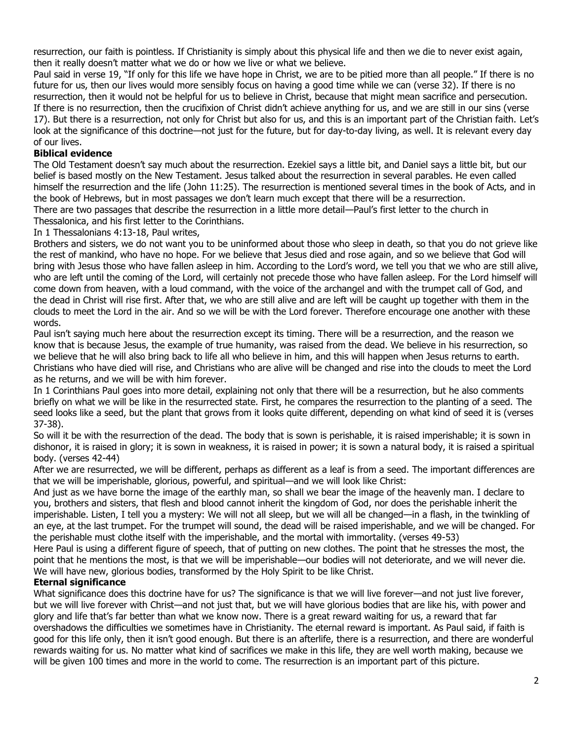resurrection, our faith is pointless. If Christianity is simply about this physical life and then we die to never exist again, then it really doesn't matter what we do or how we live or what we believe.

Paul said in verse 19, "If only for this life we have hope in Christ, we are to be pitied more than all people." If there is no future for us, then our lives would more sensibly focus on having a good time while we can (verse 32). If there is no resurrection, then it would not be helpful for us to believe in Christ, because that might mean sacrifice and persecution. If there is no resurrection, then the crucifixion of Christ didn't achieve anything for us, and we are still in our sins (verse 17). But there is a resurrection, not only for Christ but also for us, and this is an important part of the Christian faith. Let's look at the significance of this doctrine—not just for the future, but for day-to-day living, as well. It is relevant every day of our lives.

**Biblical evidence**

The Old Testament doesn't say much about the resurrection. Ezekiel says a little bit, and Daniel says a little bit, but our belief is based mostly on the New Testament. Jesus talked about the resurrection in several parables. He even called himself the resurrection and the life (John 11:25). The resurrection is mentioned several times in the book of Acts, and in the book of Hebrews, but in most passages we don't learn much except that there will be a resurrection.

There are two passages that describe the resurrection in a little more detail—Paul's first letter to the church in Thessalonica, and his first letter to the Corinthians.

In 1 Thessalonians 4:13-18, Paul writes,

Brothers and sisters, we do not want you to be uninformed about those who sleep in death, so that you do not grieve like the rest of mankind, who have no hope. For we believe that Jesus died and rose again, and so we believe that God will bring with Jesus those who have fallen asleep in him. According to the Lord's word, we tell you that we who are still alive, who are left until the coming of the Lord, will certainly not precede those who have fallen asleep. For the Lord himself will come down from heaven, with a loud command, with the voice of the archangel and with the trumpet call of God, and the dead in Christ will rise first. After that, we who are still alive and are left will be caught up together with them in the clouds to meet the Lord in the air. And so we will be with the Lord forever. Therefore encourage one another with these words.

Paul isn't saying much here about the resurrection except its timing. There will be a resurrection, and the reason we know that is because Jesus, the example of true humanity, was raised from the dead. We believe in his resurrection, so we believe that he will also bring back to life all who believe in him, and this will happen when Jesus returns to earth. Christians who have died will rise, and Christians who are alive will be changed and rise into the clouds to meet the Lord as he returns, and we will be with him forever.

In 1 Corinthians Paul goes into more detail, explaining not only that there will be a resurrection, but he also comments briefly on what we will be like in the resurrected state. First, he compares the resurrection to the planting of a seed. The seed looks like a seed, but the plant that grows from it looks quite different, depending on what kind of seed it is (verses 37-38).

So will it be with the resurrection of the dead. The body that is sown is perishable, it is raised imperishable; it is sown in dishonor, it is raised in glory; it is sown in weakness, it is raised in power; it is sown a natural body, it is raised a spiritual body. (verses 42-44)

After we are resurrected, we will be different, perhaps as different as a leaf is from a seed. The important differences are that we will be imperishable, glorious, powerful, and spiritual—and we will look like Christ:

And just as we have borne the image of the earthly man, so shall we bear the image of the heavenly man. I declare to you, brothers and sisters, that flesh and blood cannot inherit the kingdom of God, nor does the perishable inherit the imperishable. Listen, I tell you a mystery: We will not all sleep, but we will all be changed—in a flash, in the twinkling of an eye, at the last trumpet. For the trumpet will sound, the dead will be raised imperishable, and we will be changed. For the perishable must clothe itself with the imperishable, and the mortal with immortality. (verses 49-53)

Here Paul is using a different figure of speech, that of putting on new clothes. The point that he stresses the most, the point that he mentions the most, is that we will be imperishable—our bodies will not deteriorate, and we will never die. We will have new, glorious bodies, transformed by the Holy Spirit to be like Christ.

**Eternal significance**

What significance does this doctrine have for us? The significance is that we will live forever—and not just live forever, but we will live forever with Christ—and not just that, but we will have glorious bodies that are like his, with power and glory and life that's far better than what we know now. There is a great reward waiting for us, a reward that far overshadows the difficulties we sometimes have in Christianity. The eternal reward is important. As Paul said, if faith is good for this life only, then it isn't good enough. But there is an afterlife, there is a resurrection, and there are wonderful rewards waiting for us. No matter what kind of sacrifices we make in this life, they are well worth making, because we will be given 100 times and more in the world to come. The resurrection is an important part of this picture.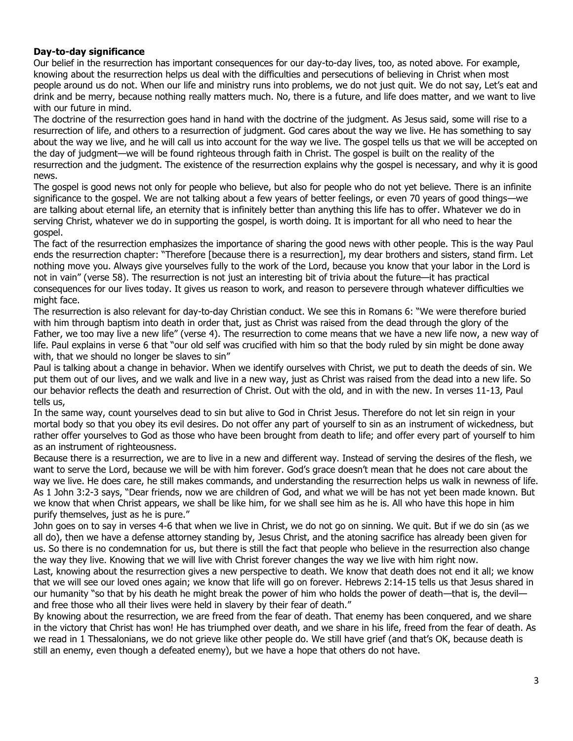**Day-to-day significance**

Our belief in the resurrection has important consequences for our day-to-day lives, too, as noted above. For example, knowing about the resurrection helps us deal with the difficulties and persecutions of believing in Christ when most people around us do not. When our life and ministry runs into problems, we do not just quit. We do not say, Let's eat and drink and be merry, because nothing really matters much. No, there is a future, and life does matter, and we want to live with our future in mind.

The doctrine of the resurrection goes hand in hand with the doctrine of the judgment. As Jesus said, some will rise to a resurrection of life, and others to a resurrection of judgment. God cares about the way we live. He has something to say about the way we live, and he will call us into account for the way we live. The gospel tells us that we will be accepted on the day of judgment—we will be found righteous through faith in Christ. The gospel is built on the reality of the resurrection and the judgment. The existence of the resurrection explains why the gospel is necessary, and why it is good news.

The gospel is good news not only for people who believe, but also for people who do not yet believe. There is an infinite significance to the gospel. We are not talking about a few years of better feelings, or even 70 years of good things—we are talking about eternal life, an eternity that is infinitely better than anything this life has to offer. Whatever we do in serving Christ, whatever we do in supporting the gospel, is worth doing. It is important for all who need to hear the gospel.

The fact of the resurrection emphasizes the importance of sharing the good news with other people. This is the way Paul ends the resurrection chapter: "Therefore [because there is a resurrection], my dear brothers and sisters, stand firm. Let nothing move you. Always give yourselves fully to the work of the Lord, because you know that your labor in the Lord is not in vain" (verse 58). The resurrection is not just an interesting bit of trivia about the future—it has practical consequences for our lives today. It gives us reason to work, and reason to persevere through whatever difficulties we might face.

The resurrection is also relevant for day-to-day Christian conduct. We see this in Romans 6: "We were therefore buried with him through baptism into death in order that, just as Christ was raised from the dead through the glory of the Father, we too may live a new life" (verse 4). The resurrection to come means that we have a new life now, a new way of life. Paul explains in verse 6 that "our old self was crucified with him so that the body ruled by sin might be done away with, that we should no longer be slaves to sin"

Paul is talking about a change in behavior. When we identify ourselves with Christ, we put to death the deeds of sin. We put them out of our lives, and we walk and live in a new way, just as Christ was raised from the dead into a new life. So our behavior reflects the death and resurrection of Christ. Out with the old, and in with the new. In verses 11-13, Paul tells us,

In the same way, count yourselves dead to sin but alive to God in Christ Jesus. Therefore do not let sin reign in your mortal body so that you obey its evil desires. Do not offer any part of yourself to sin as an instrument of wickedness, but rather offer yourselves to God as those who have been brought from death to life; and offer every part of yourself to him as an instrument of righteousness.

Because there is a resurrection, we are to live in a new and different way. Instead of serving the desires of the flesh, we want to serve the Lord, because we will be with him forever. God's grace doesn't mean that he does not care about the way we live. He does care, he still makes commands, and understanding the resurrection helps us walk in newness of life. As 1 John 3:2-3 says, "Dear friends, now we are children of God, and what we will be has not yet been made known. But we know that when Christ appears, we shall be like him, for we shall see him as he is. All who have this hope in him purify themselves, just as he is pure."

John goes on to say in verses 4-6 that when we live in Christ, we do not go on sinning. We quit. But if we do sin (as we all do), then we have a defense attorney standing by, Jesus Christ, and the atoning sacrifice has already been given for us. So there is no condemnation for us, but there is still the fact that people who believe in the resurrection also change the way they live. Knowing that we will live with Christ forever changes the way we live with him right now.

Last, knowing about the resurrection gives a new perspective to death. We know that death does not end it all; we know that we will see our loved ones again; we know that life will go on forever. Hebrews 2:14-15 tells us that Jesus shared in our humanity "so that by his death he might break the power of him who holds the power of death—that is, the devil—and free those who all their lives were held in slavery by their fear of death."

By knowing about the resurrection, we are freed from the fear of death. That enemy has been conquered, and we share in the victory that Christ has won! He has triumphed over death, and we share in his life, freed from the fear of death. As we read in 1 Thessalonians, we do not grieve like other people do. We still have grief (and that's OK, because death is still an enemy, even though a defeated enemy), but we have a hope that others do not have.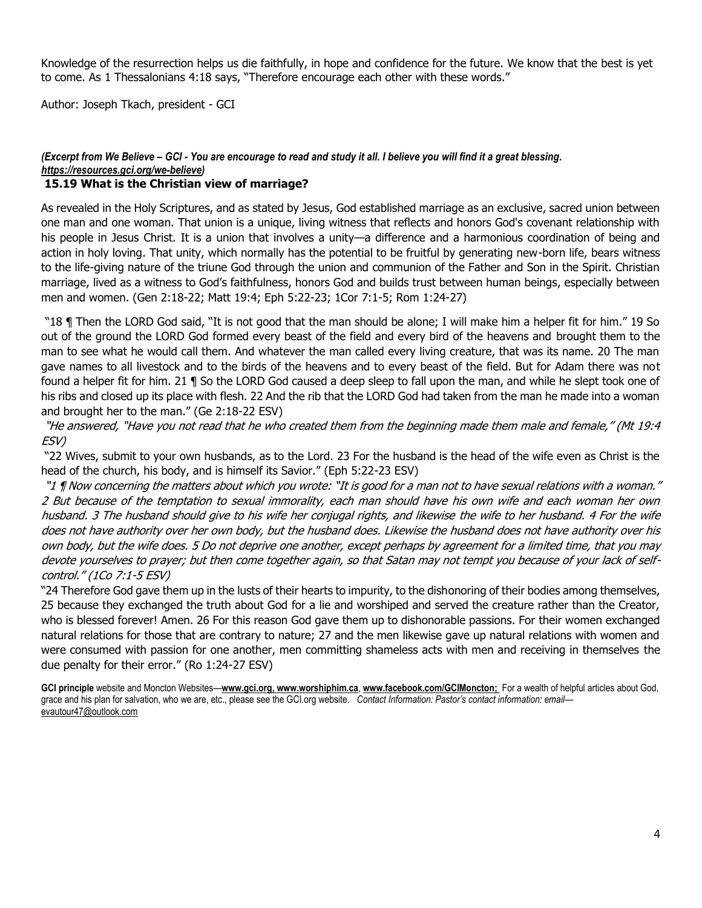Knowledge of the resurrection helps us die faithfully, in hope and confidence for the future. We know that the best is yet to come. As 1 Thessalonians 4:18 says, "Therefore encourage each other with these words."

Author: Joseph Tkach, president - GCI

***(Excerpt from We Believe – GCI - You are encourage to read and study it all. I believe you will find it a great blessing. https://resources.gci.org/we-believe)***

### 15.19 What is the Christian view of marriage?

As revealed in the Holy Scriptures, and as stated by Jesus, God established marriage as an exclusive, sacred union between one man and one woman. That union is a unique, living witness that reflects and honors God's covenant relationship with his people in Jesus Christ. It is a union that involves a unity—a difference and a harmonious coordination of being and action in holy loving. That unity, which normally has the potential to be fruitful by generating new-born life, bears witness to the life-giving nature of the triune God through the union and communion of the Father and Son in the Spirit. Christian marriage, lived as a witness to God's faithfulness, honors God and builds trust between human beings, especially between men and women. (Gen 2:18-22; Matt 19:4; Eph 5:22-23; 1Cor 7:1-5; Rom 1:24-27)

"18 ¶ Then the LORD God said, "It is not good that the man should be alone; I will make him a helper fit for him." 19 So out of the ground the LORD God formed every beast of the field and every bird of the heavens and brought them to the man to see what he would call them. And whatever the man called every living creature, that was its name. 20 The man gave names to all livestock and to the birds of the heavens and to every beast of the field. But for Adam there was not found a helper fit for him. 21 ¶ So the LORD God caused a deep sleep to fall upon the man, and while he slept took one of his ribs and closed up its place with flesh. 22 And the rib that the LORD God had taken from the man he made into a woman and brought her to the man." (Ge 2:18-22 ESV)

*"He answered, "Have you not read that he who created them from the beginning made them male and female," (Mt 19:4 ESV)*

"22 Wives, submit to your own husbands, as to the Lord. 23 For the husband is the head of the wife even as Christ is the head of the church, his body, and is himself its Savior." (Eph 5:22-23 ESV)

*"1 ¶ Now concerning the matters about which you wrote: "It is good for a man not to have sexual relations with a woman." 2 But because of the temptation to sexual immorality, each man should have his own wife and each woman her own husband. 3 The husband should give to his wife her conjugal rights, and likewise the wife to her husband. 4 For the wife does not have authority over her own body, but the husband does. Likewise the husband does not have authority over his own body, but the wife does. 5 Do not deprive one another, except perhaps by agreement for a limited time, that you may devote yourselves to prayer; but then come together again, so that Satan may not tempt you because of your lack of self-control." (1Co 7:1-5 ESV)*

"24 Therefore God gave them up in the lusts of their hearts to impurity, to the dishonoring of their bodies among themselves, 25 because they exchanged the truth about God for a lie and worshiped and served the creature rather than the Creator, who is blessed forever! Amen. 26 For this reason God gave them up to dishonorable passions. For their women exchanged natural relations for those that are contrary to nature; 27 and the men likewise gave up natural relations with women and were consumed with passion for one another, men committing shameless acts with men and receiving in themselves the due penalty for their error." (Ro 1:24-27 ESV)

**GCI principle** website and Moncton Websites—**www.gci.org, www.worshiphim.ca**, **www.facebook.com/GCIMoncton;** For a wealth of helpful articles about God, grace and his plan for salvation, who we are, etc., please see the GCI.org website. *Contact Information: Pastor's contact information: email—* evautour47@outlook.com